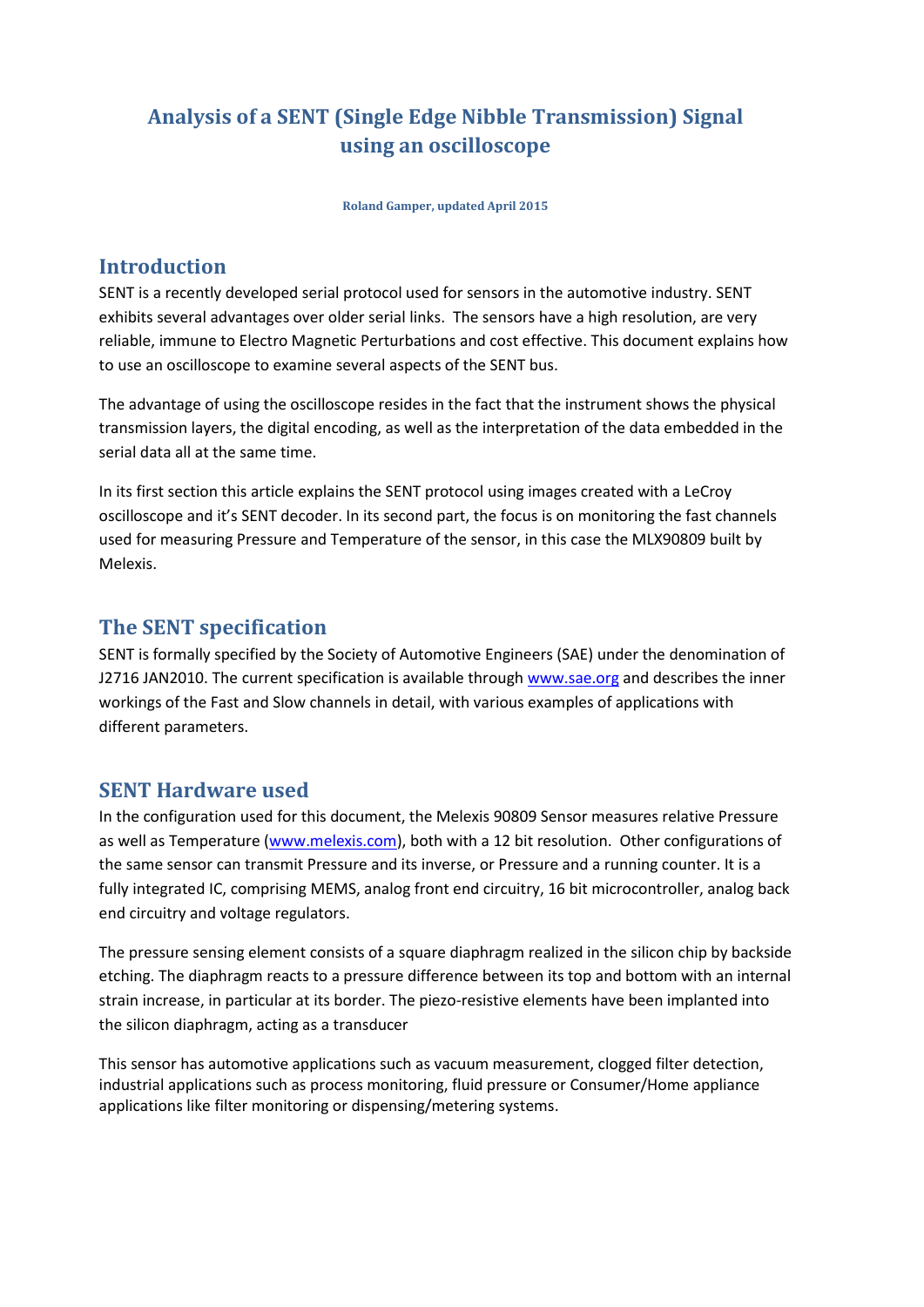# Analysis of a SENT (Single Edge Nibble Transmission) Signal using an oscilloscope

**Roland Gamper, updated April 2015**

## Introduction

SENT is a recently developed serial protocol used for sensors in the automotive industry. SENT exhibits several advantages over older serial links. The sensors have a high resolution, are very reliable, immune to Electro Magnetic Perturbations and cost effective. This document explains how to use an oscilloscope to examine several aspects of the SENT bus.

The advantage of using the oscilloscope resides in the fact that the instrument shows the physical transmission layers, the digital encoding, as well as the interpretation of the data embedded in the serial data all at the same time.

In its first section this article explains the SENT protocol using images created with a LeCroy oscilloscope and it's SENT decoder. In its second part, the focus is on monitoring the fast channels used for measuring Pressure and Temperature of the sensor, in this case the MLX90809 built by Melexis.

## The SENT specification

SENT is formally specified by the Society of Automotive Engineers (SAE) under the denomination of J2716 JAN2010. The current specification is available through [www.sae.org](www.sae.org) and describes the inner workings of the Fast and Slow channels in detail, with various examples of applications with different parameters.

## SENT Hardware used

In the configuration used for this document, the Melexis 90809 Sensor measures relative Pressure as well as Temperature ([www.melexis.com](www.melexis.com)), both with a 12 bit resolution. Other configurations of the same sensor can transmit Pressure and its inverse, or Pressure and a running counter. It is a fully integrated IC, comprising MEMS, analog front end circuitry, 16 bit microcontroller, analog back end circuitry and voltage regulators.

The pressure sensing element consists of a square diaphragm realized in the silicon chip by backside etching. The diaphragm reacts to a pressure difference between its top and bottom with an internal strain increase, in particular at its border. The piezo-resistive elements have been implanted into the silicon diaphragm, acting as a transducer

This sensor has automotive applications such as vacuum measurement, clogged filter detection, industrial applications such as process monitoring, fluid pressure or Consumer/Home appliance applications like filter monitoring or dispensing/metering systems.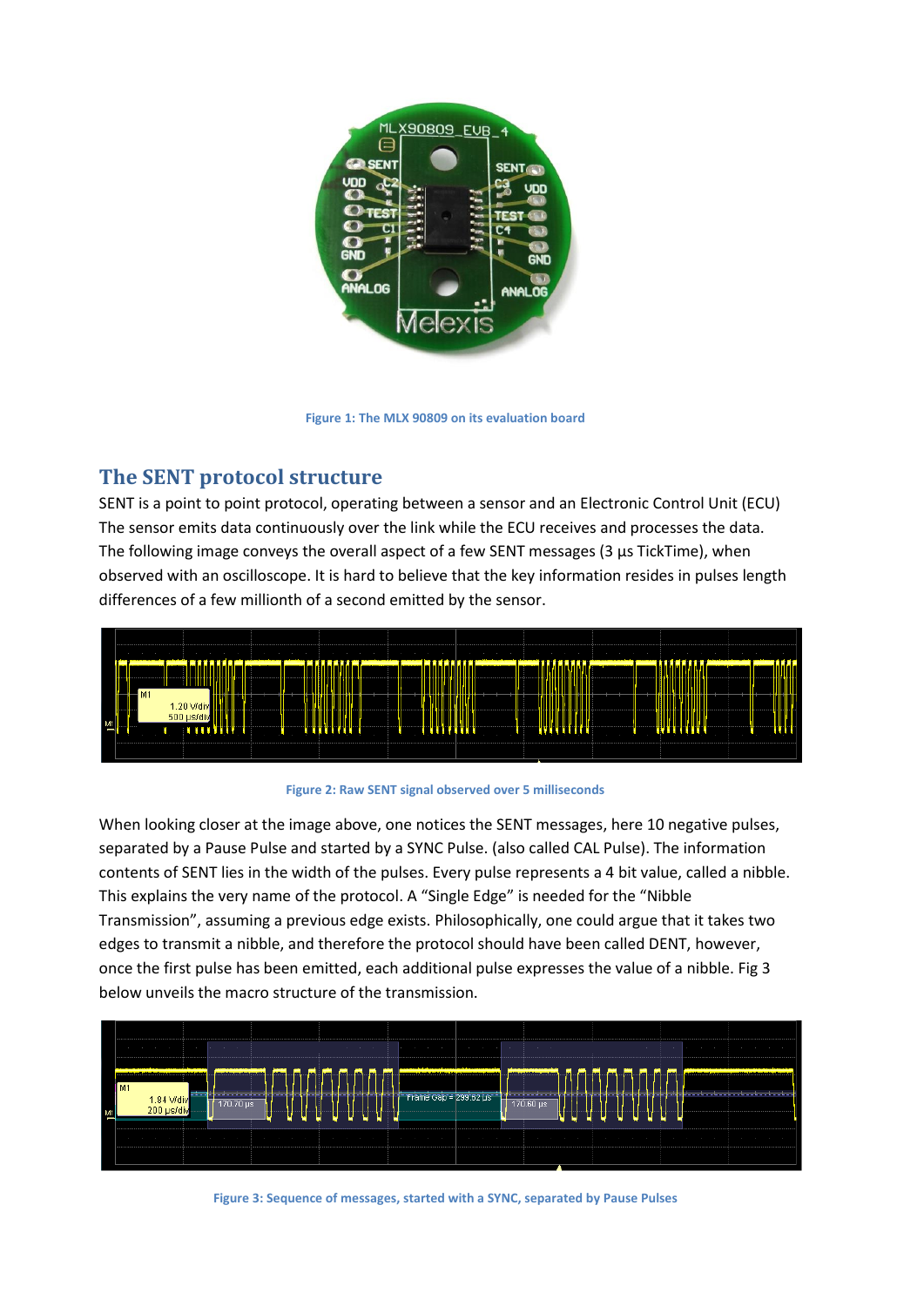Figure 1: The MLX 90809 on its evaluation board

## The SENT protocol structure

SENT is a point to point protocol, operating between a sensor and an Electronic Control Unit (ECU) The sensor emits data continuously over the link while the ECU receives and processes the data. The following image conveys the overall aspect of a few SENT messages (3 µs TickTime), when observed with an oscilloscope. It is hard to believe that the key information resides in pulses length differences of a few millionth of a second emitted by the sensor.

Figure 2: Raw SENT signal observed over 5 milliseconds

When looking closer at the image above, one notices the SENT messages, here 10 negative pulses, separated by a Pause Pulse and started by a SYNC Pulse. (also called CAL Pulse). The information contents of SENT lies in the width of the pulses. Every pulse represents a 4 bit value, called a nibble. This explains the very name of the protocol. A "Single Edge" is needed for the "Nibble Transmission", assuming a previous edge exists. Philosophically, one could argue that it takes two edges to transmit a nibble, and therefore the protocol should have been called DENT, however, once the first pulse has been emitted, each additional pulse expresses the value of a nibble. Fig 3 below unveils the macro structure of the transmission.

Figure 3: Sequence of messages, started with a SYNC, separated by Pause Pulses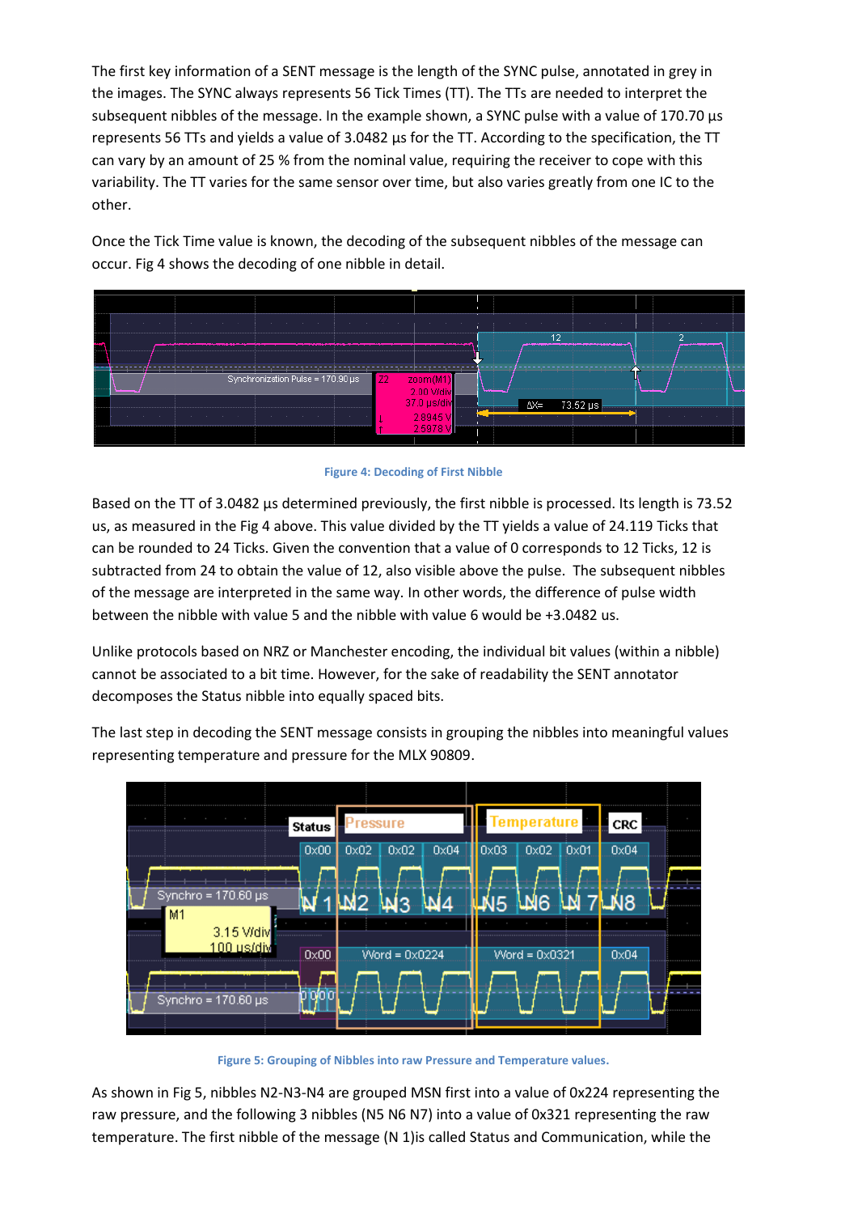The first key information of a SENT message is the length of the SYNC pulse, annotated in grey in the images. The SYNC always represents 56 Tick Times (TT). The TTs are needed to interpret the subsequent nibbles of the message. In the example shown, a SYNC pulse with a value of 170.70 µs represents 56 TTs and yields a value of 3.0482 µs for the TT. According to the specification, the TT can vary by an amount of 25 % from the nominal value, requiring the receiver to cope with this variability. The TT varies for the same sensor over time, but also varies greatly from one IC to the other.

Once the Tick Time value is known, the decoding of the subsequent nibbles of the message can occur. Fig 4 shows the decoding of one nibble in detail.

**Figure 4: Decoding of First Nibble**

Based on the TT of 3.0482 µs determined previously, the first nibble is processed. Its length is 73.52 us, as measured in the Fig 4 above. This value divided by the TT yields a value of 24.119 Ticks that can be rounded to 24 Ticks. Given the convention that a value of 0 corresponds to 12 Ticks, 12 is subtracted from 24 to obtain the value of 12, also visible above the pulse. The subsequent nibbles of the message are interpreted in the same way. In other words, the difference of pulse width between the nibble with value 5 and the nibble with value 6 would be +3.0482 us.

Unlike protocols based on NRZ or Manchester encoding, the individual bit values (within a nibble) cannot be associated to a bit time. However, for the sake of readability the SENT annotator decomposes the Status nibble into equally spaced bits.

The last step in decoding the SENT message consists in grouping the nibbles into meaningful values representing temperature and pressure for the MLX 90809.

**Figure 5: Grouping of Nibbles into raw Pressure and Temperature values.**

As shown in Fig 5, nibbles N2-N3-N4 are grouped MSN first into a value of 0x224 representing the raw pressure, and the following 3 nibbles (N5 N6 N7) into a value of 0x321 representing the raw temperature. The first nibble of the message (N 1)is called Status and Communication, while the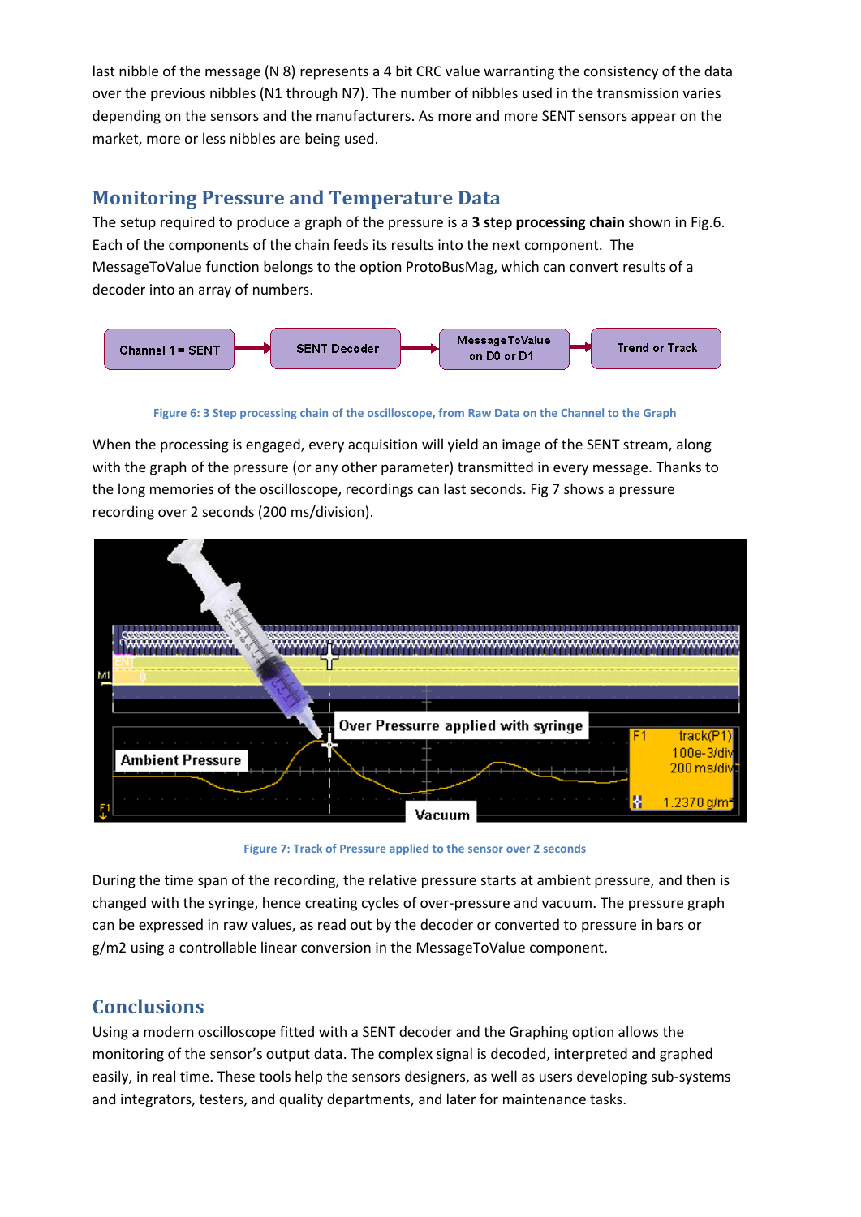last nibble of the message (N 8) represents a 4 bit CRC value warranting the consistency of the data over the previous nibbles (N1 through N7). The number of nibbles used in the transmission varies depending on the sensors and the manufacturers. As more and more SENT sensors appear on the market, more or less nibbles are being used.

## Monitoring Pressure and Temperature Data

The setup required to produce a graph of the pressure is a **3 step processing chain** shown in Fig.6. Each of the components of the chain feeds its results into the next component. The MessageToValue function belongs to the option ProtoBusMag, which can convert results of a decoder into an array of numbers.

Channel 1 = SENT → SENT Decoder → MessageToValue on D0 or D1 → Trend or Track

Figure 6: 3 Step processing chain of the oscilloscope, from Raw Data on the Channel to the Graph

When the processing is engaged, every acquisition will yield an image of the SENT stream, along with the graph of the pressure (or any other parameter) transmitted in every message. Thanks to the long memories of the oscilloscope, recordings can last seconds. Fig 7 shows a pressure recording over 2 seconds (200 ms/division).

Figure 7: Track of Pressure applied to the sensor over 2 seconds

During the time span of the recording, the relative pressure starts at ambient pressure, and then is changed with the syringe, hence creating cycles of over-pressure and vacuum. The pressure graph can be expressed in raw values, as read out by the decoder or converted to pressure in bars or g/m2 using a controllable linear conversion in the MessageToValue component.

## Conclusions

Using a modern oscilloscope fitted with a SENT decoder and the Graphing option allows the monitoring of the sensor's output data. The complex signal is decoded, interpreted and graphed easily, in real time. These tools help the sensors designers, as well as users developing sub-systems and integrators, testers, and quality departments, and later for maintenance tasks.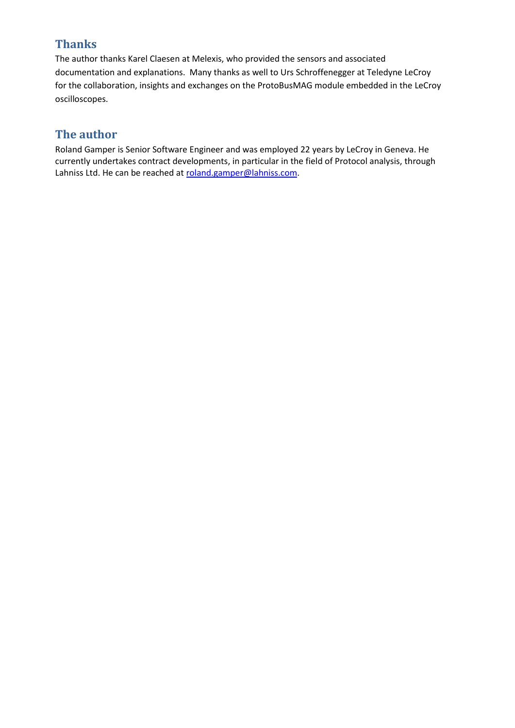## Thanks

The author thanks Karel Claesen at Melexis, who provided the sensors and associated documentation and explanations. Many thanks as well to Urs Schroffenegger at Teledyne LeCroy for the collaboration, insights and exchanges on the ProtoBusMAG module embedded in the LeCroy oscilloscopes.

## The author

Roland Gamper is Senior Software Engineer and was employed 22 years by LeCroy in Geneva. He currently undertakes contract developments, in particular in the field of Protocol analysis, through Lahniss Ltd. He can be reached at roland.gamper@lahniss.com.